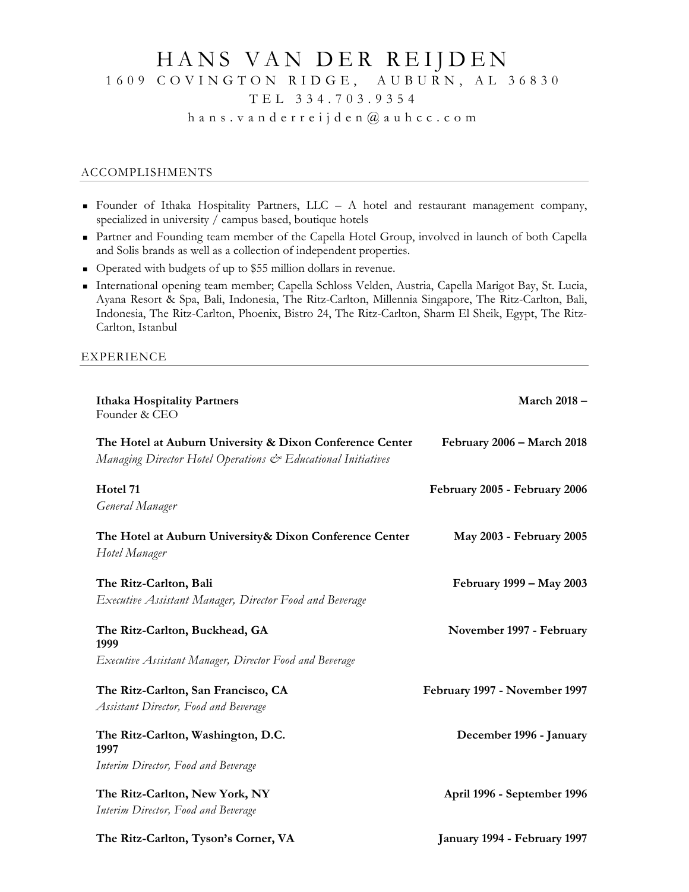# HANS VAN DER REIJDEN

1609 COVINGTON RIDGE, AUBURN, AL 36830

TEL 334.703.9354

hans.vanderreijden@auhcc.com

## ACCOMPLISHMENTS

- Founder of Ithaka Hospitality Partners, LLC – A hotel and restaurant management company, specialized in university / campus based, boutique hotels
- Partner and Founding team member of the Capella Hotel Group, involved in launch of both Capella and Solis brands as well as a collection of independent properties.
- Operated with budgets of up to $55 million dollars in revenue.
- International opening team member; Capella Schloss Velden, Austria, Capella Marigot Bay, St. Lucia, Ayana Resort & Spa, Bali, Indonesia, The Ritz-Carlton, Millennia Singapore, The Ritz-Carlton, Bali, Indonesia, The Ritz-Carlton, Phoenix, Bistro 24, The Ritz-Carlton, Sharm El Sheik, Egypt, The Ritz-Carlton, Istanbul

## EXPERIENCE

**Ithaka Hospitality Partners** — **March 2018 –**
Founder & CEO

**The Hotel at Auburn University & Dixon Conference Center** — **February 2006 – March 2018**
*Managing Director Hotel Operations & Educational Initiatives*

**Hotel 71** — **February 2005 - February 2006**
*General Manager*

**The Hotel at Auburn University& Dixon Conference Center** — **May 2003 - February 2005**
*Hotel Manager*

**The Ritz-Carlton, Bali** — **February 1999 – May 2003**
*Executive Assistant Manager, Director Food and Beverage*

**The Ritz-Carlton, Buckhead, GA** — **November 1997 - February 1999**
*Executive Assistant Manager, Director Food and Beverage*

**The Ritz-Carlton, San Francisco, CA** — **February 1997 - November 1997**
*Assistant Director, Food and Beverage*

**The Ritz-Carlton, Washington, D.C.** — **December 1996 - January 1997**
*Interim Director, Food and Beverage*

**The Ritz-Carlton, New York, NY** — **April 1996 - September 1996**
*Interim Director, Food and Beverage*

**The Ritz-Carlton, Tyson's Corner, VA** — **January 1994 - February 1997**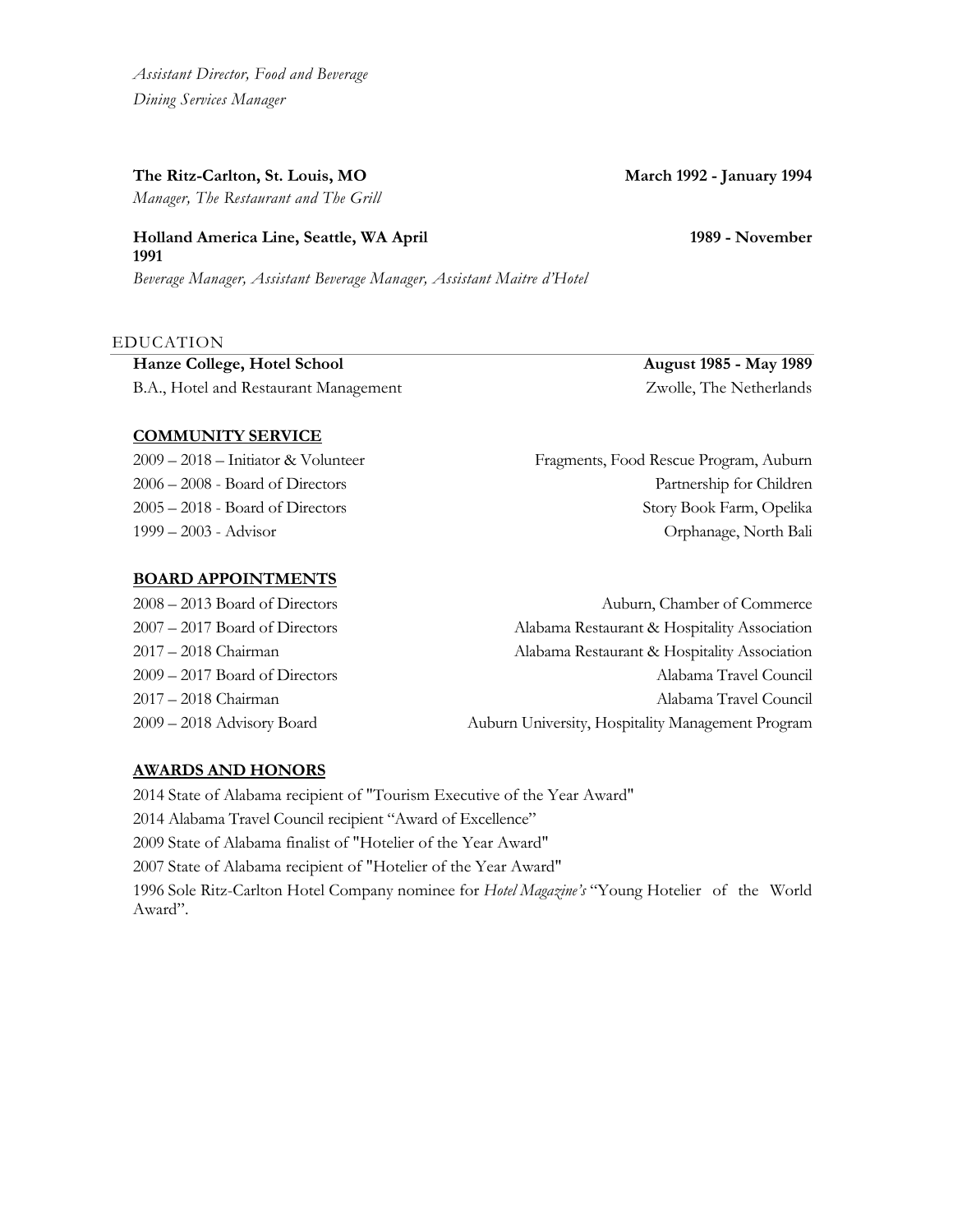*Assistant Director, Food and Beverage*
*Dining Services Manager*

**The Ritz-Carlton, St. Louis, MO** **March 1992 - January 1994**
*Manager, The Restaurant and The Grill*

**Holland America Line, Seattle, WA April 1989 - November 1991**
*Beverage Manager, Assistant Beverage Manager, Assistant Maitre d'Hotel*

## EDUCATION

**Hanze College, Hotel School** **August 1985 - May 1989**
B.A., Hotel and Restaurant Management — Zwolle, The Netherlands

## COMMUNITY SERVICE

| | |
|---|---|
| 2009 – 2018 – Initiator & Volunteer | Fragments, Food Rescue Program, Auburn |
| 2006 – 2008 - Board of Directors | Partnership for Children |
| 2005 – 2018 - Board of Directors | Story Book Farm, Opelika |
| 1999 – 2003 - Advisor | Orphanage, North Bali |

## BOARD APPOINTMENTS

| | |
|---|---|
| 2008 – 2013 Board of Directors | Auburn, Chamber of Commerce |
| 2007 – 2017 Board of Directors | Alabama Restaurant & Hospitality Association |
| 2017 – 2018 Chairman | Alabama Restaurant & Hospitality Association |
| 2009 – 2017 Board of Directors | Alabama Travel Council |
| 2017 – 2018 Chairman | Alabama Travel Council |
| 2009 – 2018 Advisory Board | Auburn University, Hospitality Management Program |

## AWARDS AND HONORS

2014 State of Alabama recipient of "Tourism Executive of the Year Award"

2014 Alabama Travel Council recipient "Award of Excellence"

2009 State of Alabama finalist of "Hotelier of the Year Award"

2007 State of Alabama recipient of "Hotelier of the Year Award"

1996 Sole Ritz-Carlton Hotel Company nominee for *Hotel Magazine's* "Young Hotelier of the World Award".